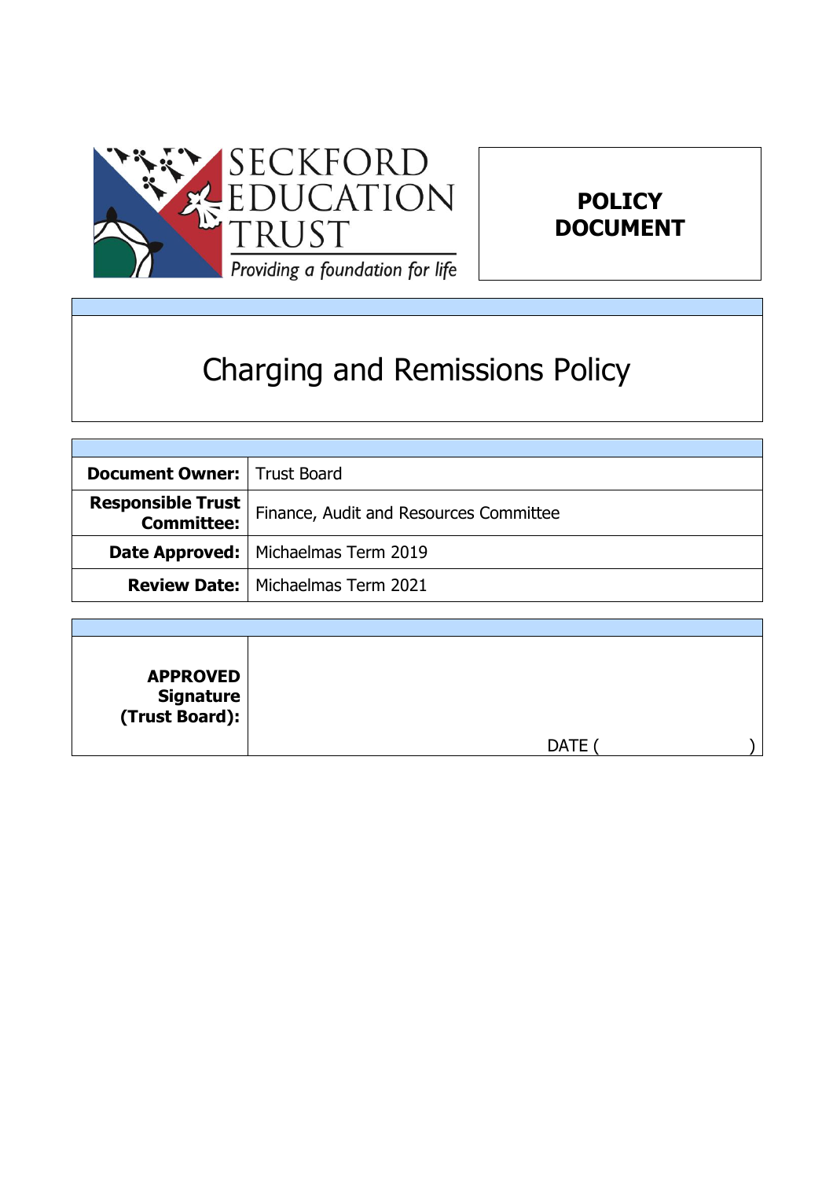SECKFORD EDUCATION TRUST

*Providing a foundation for life*

**POLICY DOCUMENT**

# Charging and Remissions Policy

| | |
|---|---|
| **Document Owner:** | Trust Board |
| **Responsible Trust Committee:** | Finance, Audit and Resources Committee |
| **Date Approved:** | Michaelmas Term 2019 |
| **Review Date:** | Michaelmas Term 2021 |

| | |
|---|---|
| **APPROVED Signature (Trust Board):** | DATE ( ) |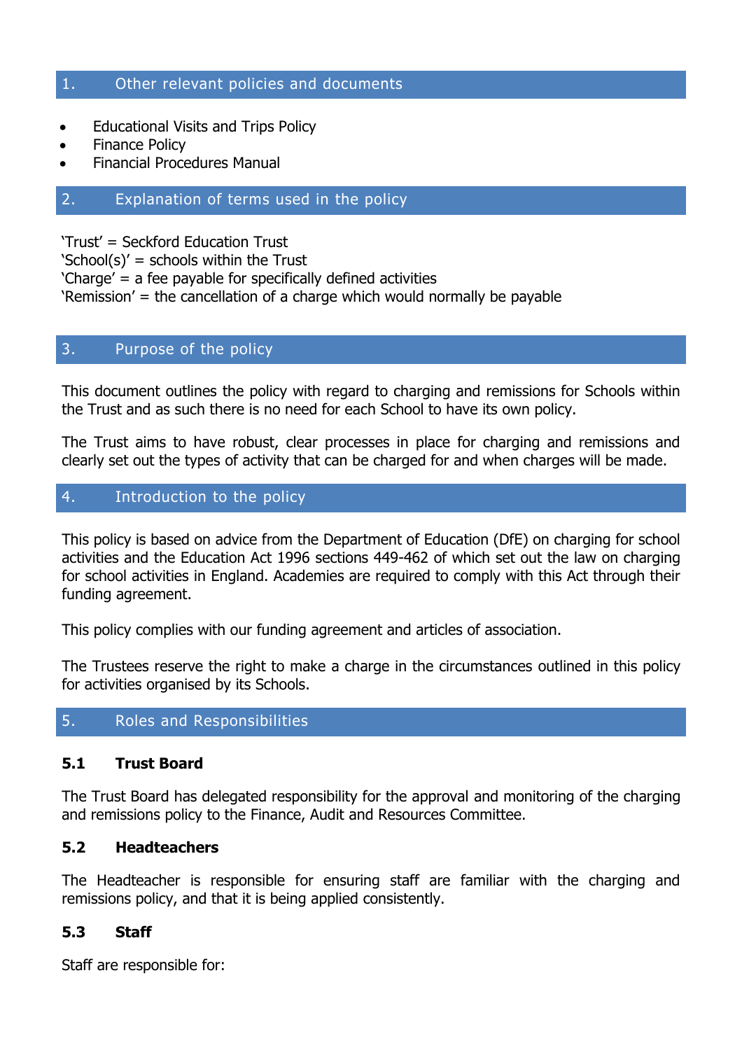## 1. Other relevant policies and documents

- Educational Visits and Trips Policy
- Finance Policy
- Financial Procedures Manual

## 2. Explanation of terms used in the policy

'Trust' = Seckford Education Trust
'School(s)' = schools within the Trust
'Charge' = a fee payable for specifically defined activities
'Remission' = the cancellation of a charge which would normally be payable

## 3. Purpose of the policy

This document outlines the policy with regard to charging and remissions for Schools within the Trust and as such there is no need for each School to have its own policy.

The Trust aims to have robust, clear processes in place for charging and remissions and clearly set out the types of activity that can be charged for and when charges will be made.

## 4. Introduction to the policy

This policy is based on advice from the Department of Education (DfE) on charging for school activities and the Education Act 1996 sections 449-462 of which set out the law on charging for school activities in England. Academies are required to comply with this Act through their funding agreement.

This policy complies with our funding agreement and articles of association.

The Trustees reserve the right to make a charge in the circumstances outlined in this policy for activities organised by its Schools.

## 5. Roles and Responsibilities

### 5.1 Trust Board

The Trust Board has delegated responsibility for the approval and monitoring of the charging and remissions policy to the Finance, Audit and Resources Committee.

### 5.2 Headteachers

The Headteacher is responsible for ensuring staff are familiar with the charging and remissions policy, and that it is being applied consistently.

### 5.3 Staff

Staff are responsible for: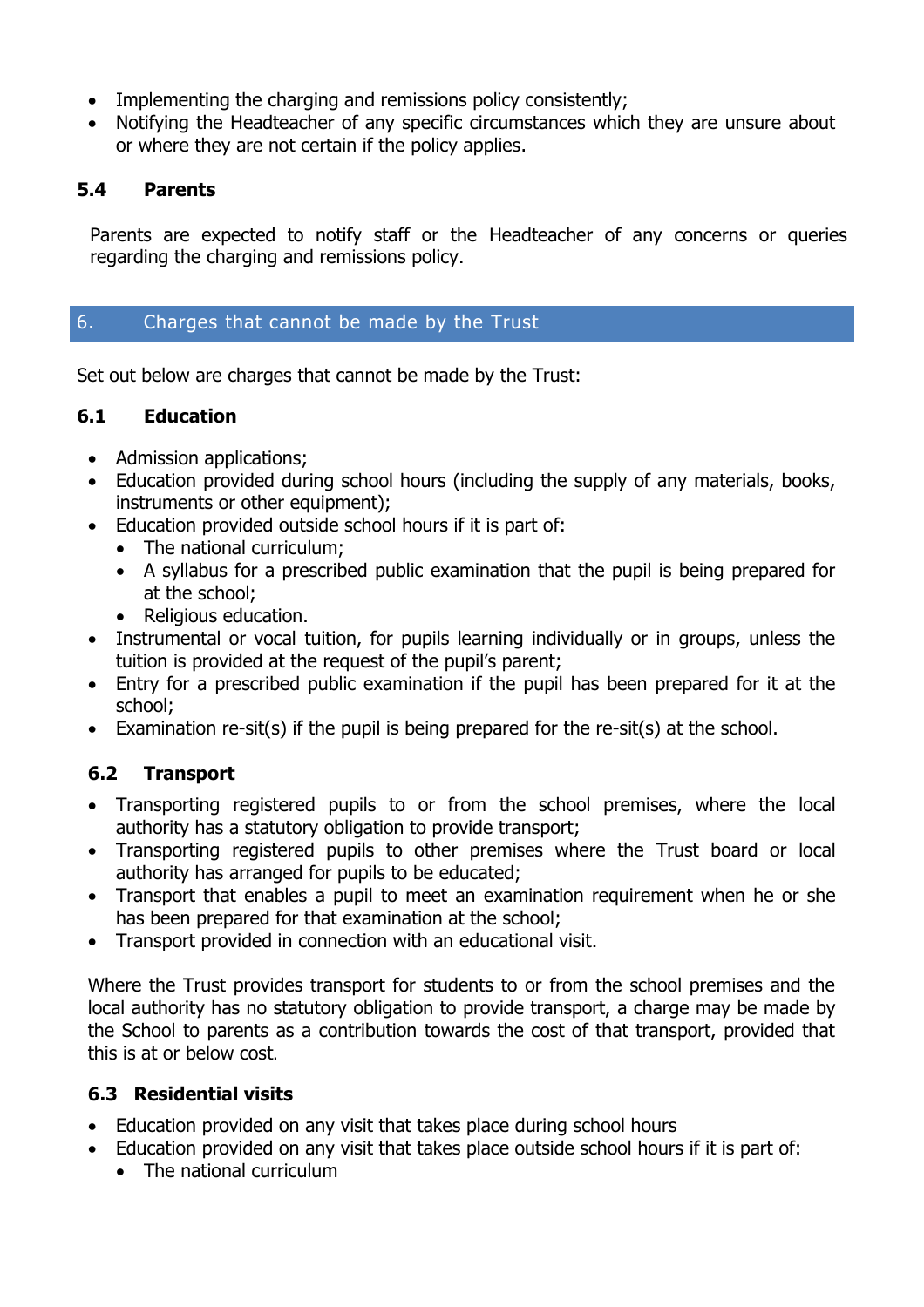- Implementing the charging and remissions policy consistently;
- Notifying the Headteacher of any specific circumstances which they are unsure about or where they are not certain if the policy applies.

### 5.4 Parents

Parents are expected to notify staff or the Headteacher of any concerns or queries regarding the charging and remissions policy.

## 6. Charges that cannot be made by the Trust

Set out below are charges that cannot be made by the Trust:

### 6.1 Education

- Admission applications;
- Education provided during school hours (including the supply of any materials, books, instruments or other equipment);
- Education provided outside school hours if it is part of:
  - The national curriculum;
  - A syllabus for a prescribed public examination that the pupil is being prepared for at the school;
  - Religious education.
- Instrumental or vocal tuition, for pupils learning individually or in groups, unless the tuition is provided at the request of the pupil's parent;
- Entry for a prescribed public examination if the pupil has been prepared for it at the school;
- Examination re-sit(s) if the pupil is being prepared for the re-sit(s) at the school.

### 6.2 Transport

- Transporting registered pupils to or from the school premises, where the local authority has a statutory obligation to provide transport;
- Transporting registered pupils to other premises where the Trust board or local authority has arranged for pupils to be educated;
- Transport that enables a pupil to meet an examination requirement when he or she has been prepared for that examination at the school;
- Transport provided in connection with an educational visit.

Where the Trust provides transport for students to or from the school premises and the local authority has no statutory obligation to provide transport, a charge may be made by the School to parents as a contribution towards the cost of that transport, provided that this is at or below cost.

### 6.3 Residential visits

- Education provided on any visit that takes place during school hours
- Education provided on any visit that takes place outside school hours if it is part of:
  - The national curriculum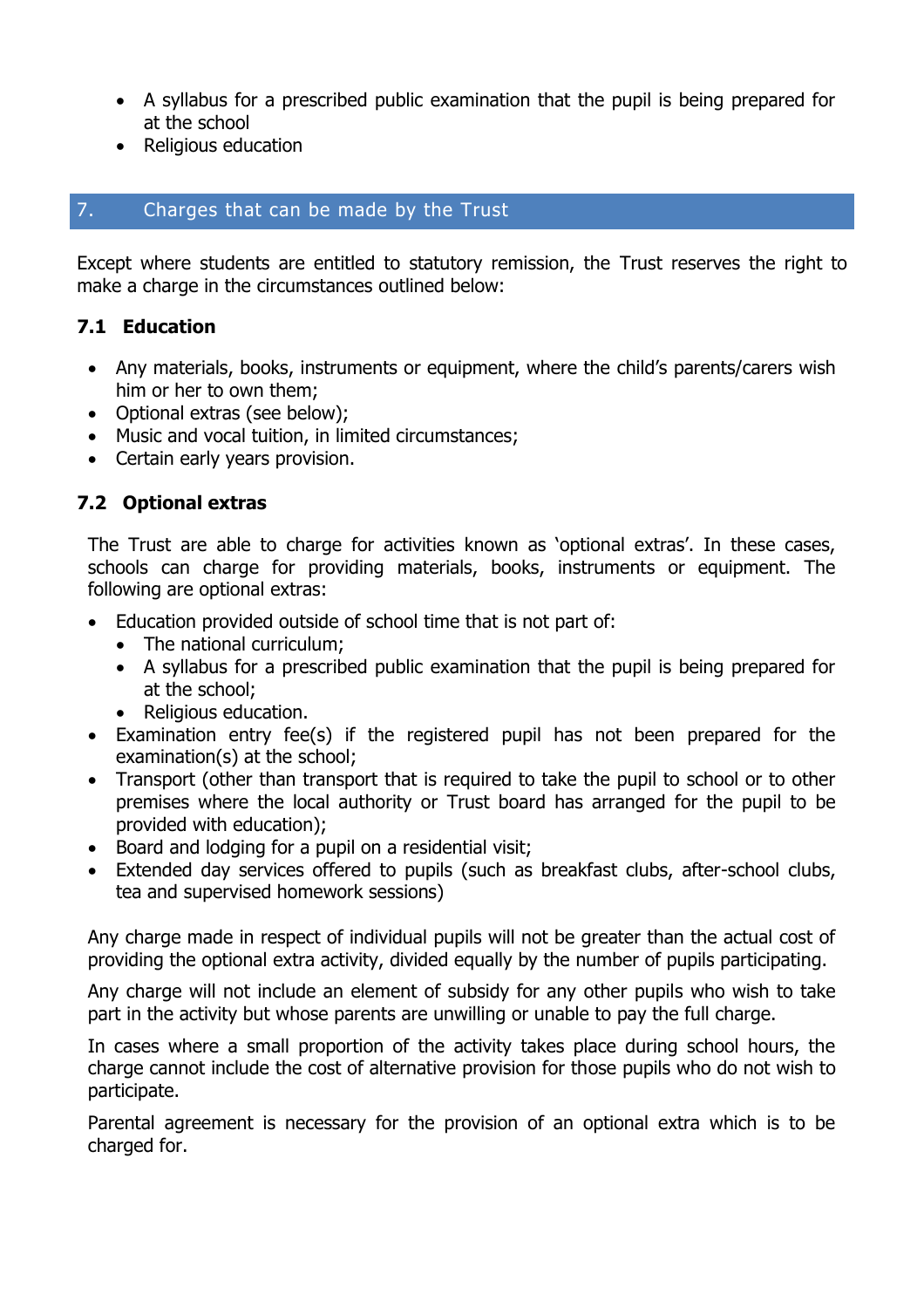- A syllabus for a prescribed public examination that the pupil is being prepared for at the school
- Religious education

## 7. Charges that can be made by the Trust

Except where students are entitled to statutory remission, the Trust reserves the right to make a charge in the circumstances outlined below:

### 7.1 Education

- Any materials, books, instruments or equipment, where the child's parents/carers wish him or her to own them;
- Optional extras (see below);
- Music and vocal tuition, in limited circumstances;
- Certain early years provision.

### 7.2 Optional extras

The Trust are able to charge for activities known as 'optional extras'. In these cases, schools can charge for providing materials, books, instruments or equipment. The following are optional extras:

- Education provided outside of school time that is not part of:
  - The national curriculum;
  - A syllabus for a prescribed public examination that the pupil is being prepared for at the school;
  - Religious education.
- Examination entry fee(s) if the registered pupil has not been prepared for the examination(s) at the school;
- Transport (other than transport that is required to take the pupil to school or to other premises where the local authority or Trust board has arranged for the pupil to be provided with education);
- Board and lodging for a pupil on a residential visit;
- Extended day services offered to pupils (such as breakfast clubs, after-school clubs, tea and supervised homework sessions)

Any charge made in respect of individual pupils will not be greater than the actual cost of providing the optional extra activity, divided equally by the number of pupils participating.

Any charge will not include an element of subsidy for any other pupils who wish to take part in the activity but whose parents are unwilling or unable to pay the full charge.

In cases where a small proportion of the activity takes place during school hours, the charge cannot include the cost of alternative provision for those pupils who do not wish to participate.

Parental agreement is necessary for the provision of an optional extra which is to be charged for.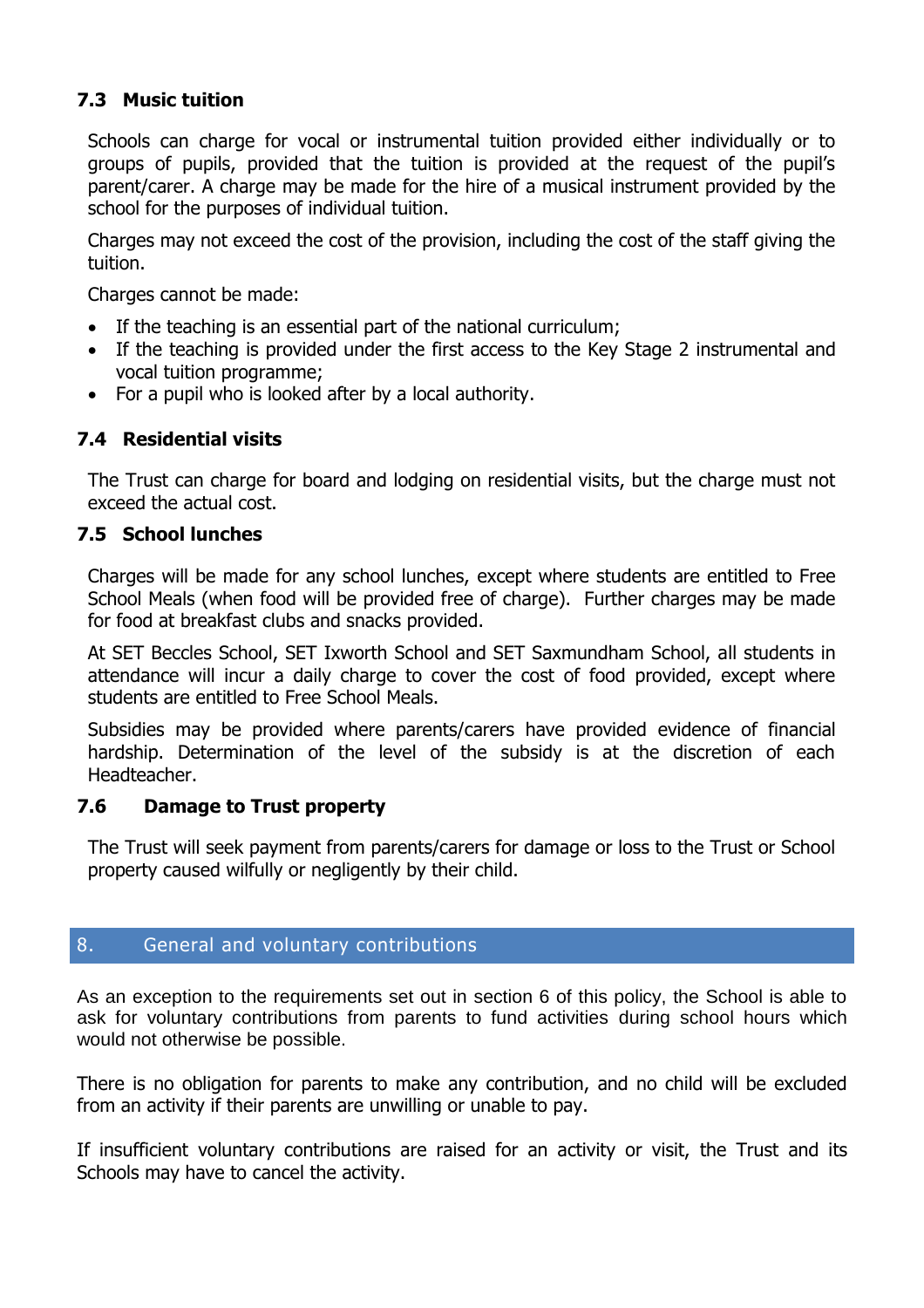### 7.3 Music tuition

Schools can charge for vocal or instrumental tuition provided either individually or to groups of pupils, provided that the tuition is provided at the request of the pupil's parent/carer. A charge may be made for the hire of a musical instrument provided by the school for the purposes of individual tuition.

Charges may not exceed the cost of the provision, including the cost of the staff giving the tuition.

Charges cannot be made:

- If the teaching is an essential part of the national curriculum;
- If the teaching is provided under the first access to the Key Stage 2 instrumental and vocal tuition programme;
- For a pupil who is looked after by a local authority.

### 7.4 Residential visits

The Trust can charge for board and lodging on residential visits, but the charge must not exceed the actual cost.

### 7.5 School lunches

Charges will be made for any school lunches, except where students are entitled to Free School Meals (when food will be provided free of charge). Further charges may be made for food at breakfast clubs and snacks provided.

At SET Beccles School, SET Ixworth School and SET Saxmundham School, all students in attendance will incur a daily charge to cover the cost of food provided, except where students are entitled to Free School Meals.

Subsidies may be provided where parents/carers have provided evidence of financial hardship. Determination of the level of the subsidy is at the discretion of each Headteacher.

### 7.6 Damage to Trust property

The Trust will seek payment from parents/carers for damage or loss to the Trust or School property caused wilfully or negligently by their child.

## 8. General and voluntary contributions

As an exception to the requirements set out in section 6 of this policy, the School is able to ask for voluntary contributions from parents to fund activities during school hours which would not otherwise be possible.

There is no obligation for parents to make any contribution, and no child will be excluded from an activity if their parents are unwilling or unable to pay.

If insufficient voluntary contributions are raised for an activity or visit, the Trust and its Schools may have to cancel the activity.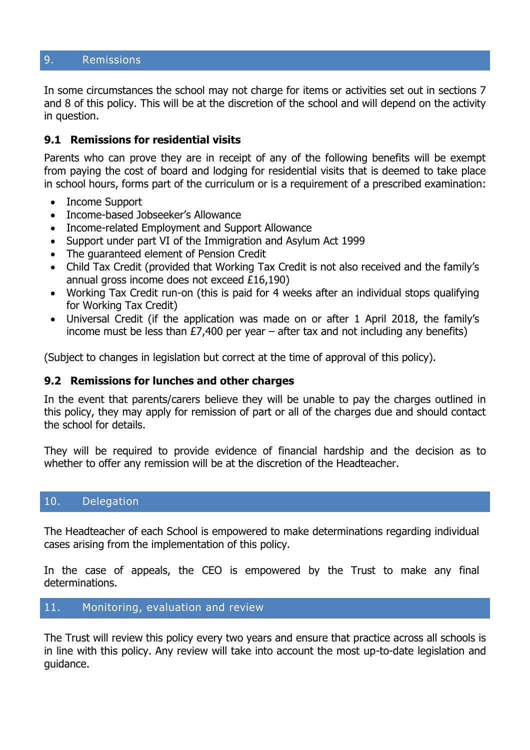## 9. Remissions

In some circumstances the school may not charge for items or activities set out in sections 7 and 8 of this policy. This will be at the discretion of the school and will depend on the activity in question.

### 9.1 Remissions for residential visits

Parents who can prove they are in receipt of any of the following benefits will be exempt from paying the cost of board and lodging for residential visits that is deemed to take place in school hours, forms part of the curriculum or is a requirement of a prescribed examination:

- Income Support
- Income-based Jobseeker's Allowance
- Income-related Employment and Support Allowance
- Support under part VI of the Immigration and Asylum Act 1999
- The guaranteed element of Pension Credit
- Child Tax Credit (provided that Working Tax Credit is not also received and the family's annual gross income does not exceed £16,190)
- Working Tax Credit run-on (this is paid for 4 weeks after an individual stops qualifying for Working Tax Credit)
- Universal Credit (if the application was made on or after 1 April 2018, the family's income must be less than £7,400 per year – after tax and not including any benefits)

(Subject to changes in legislation but correct at the time of approval of this policy).

### 9.2 Remissions for lunches and other charges

In the event that parents/carers believe they will be unable to pay the charges outlined in this policy, they may apply for remission of part or all of the charges due and should contact the school for details.

They will be required to provide evidence of financial hardship and the decision as to whether to offer any remission will be at the discretion of the Headteacher.

## 10. Delegation

The Headteacher of each School is empowered to make determinations regarding individual cases arising from the implementation of this policy.

In the case of appeals, the CEO is empowered by the Trust to make any final determinations.

## 11. Monitoring, evaluation and review

The Trust will review this policy every two years and ensure that practice across all schools is in line with this policy. Any review will take into account the most up-to-date legislation and guidance.